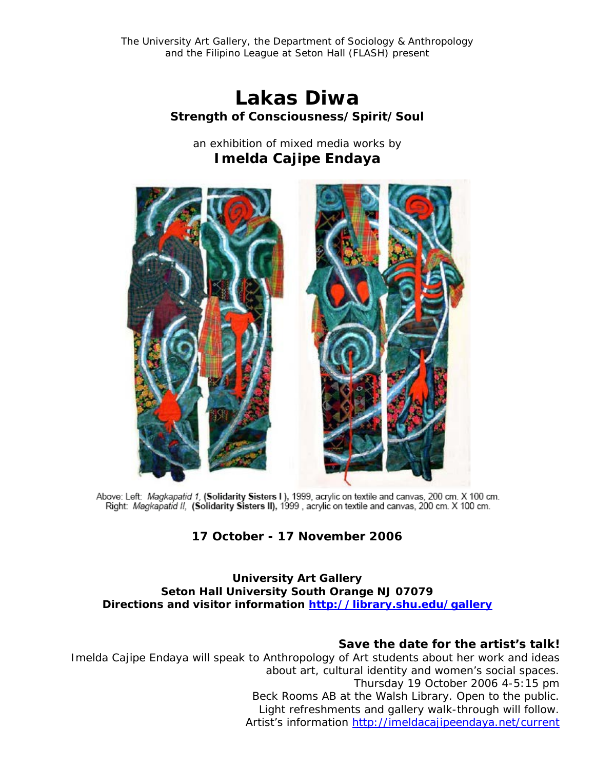The University Art Gallery, the Department of Sociology & Anthropology and the Filipino League at Seton Hall (FLASH) present

# Lakas Diwa

### Strength of Consciousness/Spirit/Soul

an exhibition of mixed media works by

## Imelda Cajipe Endaya

Above: Left: *Magkapatid 1,* **(Solidarity Sisters I ),** 1999, acrylic on textile and canvas, 200 cm. X 100 cm.
Right: *Magkapatid II,* **(Solidarity Sisters II),** 1999 , acrylic on textile and canvas, 200 cm. X 100 cm.

**17 October - 17 November 2006**

**University Art Gallery**
**Seton Hall University South Orange NJ 07079**
**Directions and visitor information [http://library.shu.edu/gallery](http://library.shu.edu/gallery)**

**Save the date for the artist's talk!**

Imelda Cajipe Endaya will speak to Anthropology of Art students about her work and ideas about art, cultural identity and women's social spaces.
Thursday 19 October 2006 4-5:15 pm
Beck Rooms AB at the Walsh Library. Open to the public.
Light refreshments and gallery walk-through will follow.
Artist's information [http://imeldacajipeendaya.net/current](http://imeldacajipeendaya.net/current)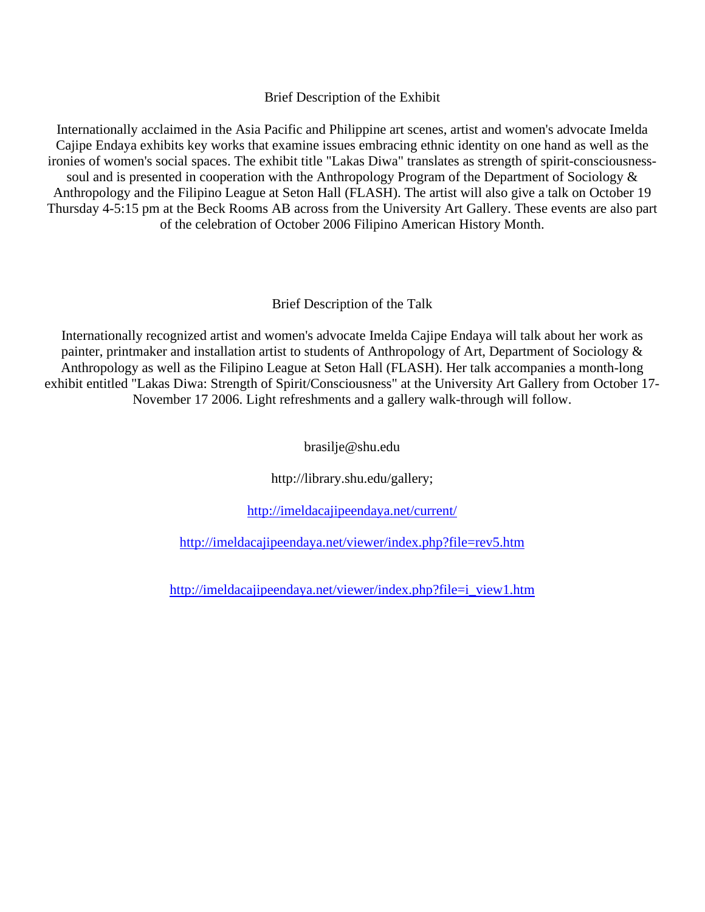## Brief Description of the Exhibit

Internationally acclaimed in the Asia Pacific and Philippine art scenes, artist and women's advocate Imelda Cajipe Endaya exhibits key works that examine issues embracing ethnic identity on one hand as well as the ironies of women's social spaces. The exhibit title "Lakas Diwa" translates as strength of spirit-consciousness-soul and is presented in cooperation with the Anthropology Program of the Department of Sociology & Anthropology and the Filipino League at Seton Hall (FLASH). The artist will also give a talk on October 19 Thursday 4-5:15 pm at the Beck Rooms AB across from the University Art Gallery. These events are also part of the celebration of October 2006 Filipino American History Month.

## Brief Description of the Talk

Internationally recognized artist and women's advocate Imelda Cajipe Endaya will talk about her work as painter, printmaker and installation artist to students of Anthropology of Art, Department of Sociology & Anthropology as well as the Filipino League at Seton Hall (FLASH). Her talk accompanies a month-long exhibit entitled "Lakas Diwa: Strength of Spirit/Consciousness" at the University Art Gallery from October 17-November 17 2006. Light refreshments and a gallery walk-through will follow.

brasilje@shu.edu

http://library.shu.edu/gallery;

http://imeldacajipeendaya.net/current/

http://imeldacajipeendaya.net/viewer/index.php?file=rev5.htm

http://imeldacajipeendaya.net/viewer/index.php?file=i_view1.htm